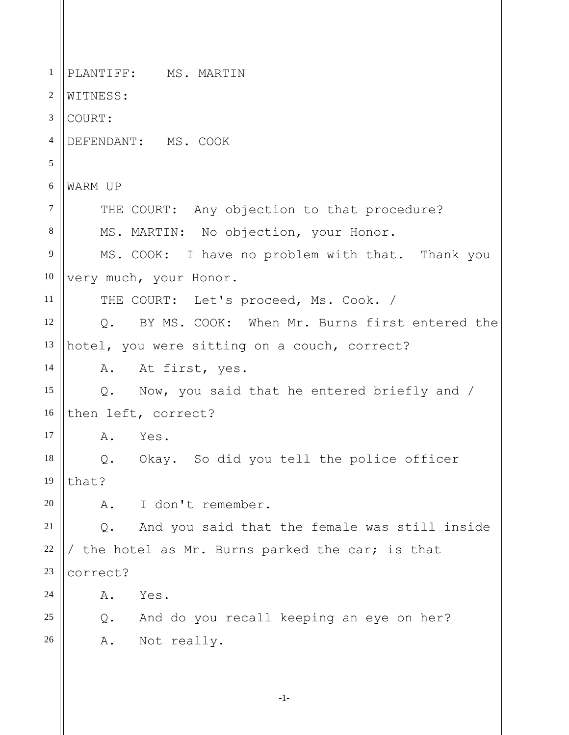PLANTIFF: MS. MARTIN
WITNESS:
COURT:
DEFENDANT: MS. COOK

WARM UP

THE COURT: Any objection to that procedure?

MS. MARTIN: No objection, your Honor.

MS. COOK: I have no problem with that. Thank you very much, your Honor.

THE COURT: Let's proceed, Ms. Cook. /

Q. BY MS. COOK: When Mr. Burns first entered the hotel, you were sitting on a couch, correct?

A. At first, yes.

Q. Now, you said that he entered briefly and / then left, correct?

A. Yes.

Q. Okay. So did you tell the police officer that?

A. I don't remember.

Q. And you said that the female was still inside / the hotel as Mr. Burns parked the car; is that correct?

A. Yes.

Q. And do you recall keeping an eye on her?

A. Not really.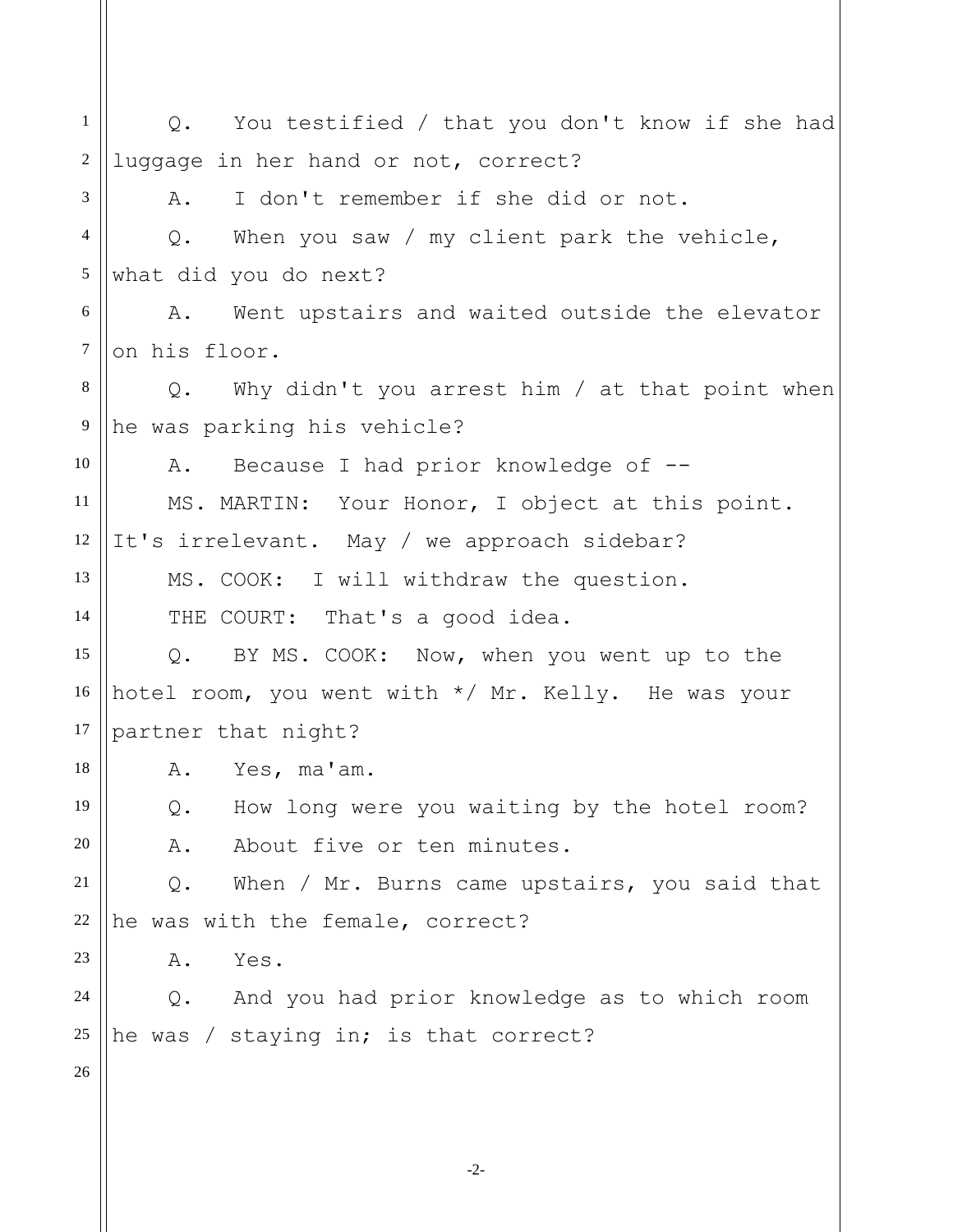Q. You testified / that you don't know if she had luggage in her hand or not, correct?

A. I don't remember if she did or not.

Q. When you saw / my client park the vehicle, what did you do next?

A. Went upstairs and waited outside the elevator on his floor.

Q. Why didn't you arrest him / at that point when he was parking his vehicle?

A. Because I had prior knowledge of --

MS. MARTIN: Your Honor, I object at this point. It's irrelevant. May / we approach sidebar?

MS. COOK: I will withdraw the question.

THE COURT: That's a good idea.

Q. BY MS. COOK: Now, when you went up to the hotel room, you went with */ Mr. Kelly. He was your partner that night?

A. Yes, ma'am.

Q. How long were you waiting by the hotel room?

A. About five or ten minutes.

Q. When / Mr. Burns came upstairs, you said that he was with the female, correct?

A. Yes.

Q. And you had prior knowledge as to which room he was / staying in; is that correct?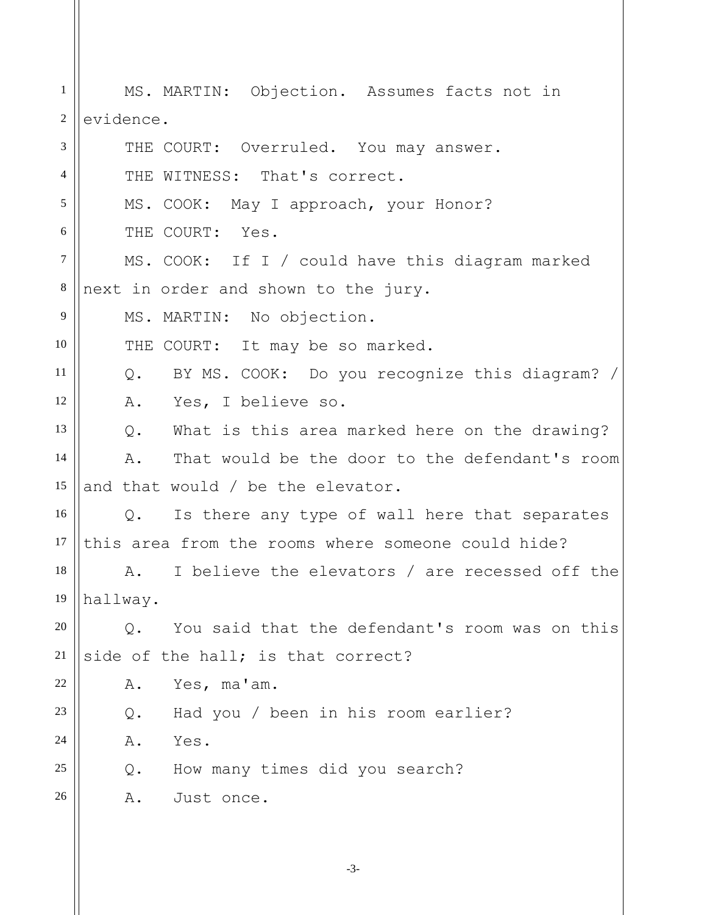MS. MARTIN: Objection. Assumes facts not in evidence.

THE COURT: Overruled. You may answer.

THE WITNESS: That's correct.

MS. COOK: May I approach, your Honor?

THE COURT: Yes.

MS. COOK: If I / could have this diagram marked next in order and shown to the jury.

MS. MARTIN: No objection.

THE COURT: It may be so marked.

Q. BY MS. COOK: Do you recognize this diagram? /

A. Yes, I believe so.

Q. What is this area marked here on the drawing?

A. That would be the door to the defendant's room and that would / be the elevator.

Q. Is there any type of wall here that separates this area from the rooms where someone could hide?

A. I believe the elevators / are recessed off the hallway.

Q. You said that the defendant's room was on this side of the hall; is that correct?

A. Yes, ma'am.

Q. Had you / been in his room earlier?

A. Yes.

Q. How many times did you search?

A. Just once.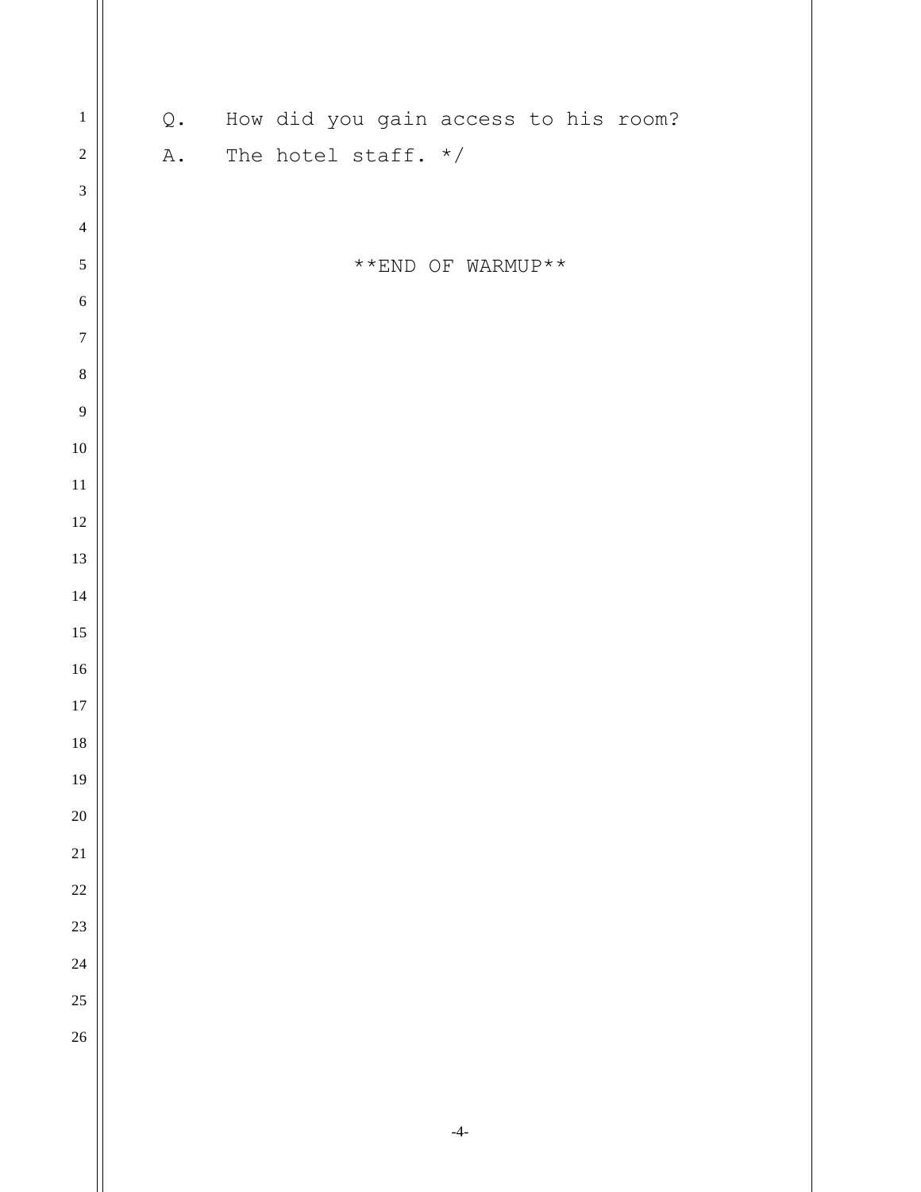Q. How did you gain access to his room?

A. The hotel staff. */

**END OF WARMUP**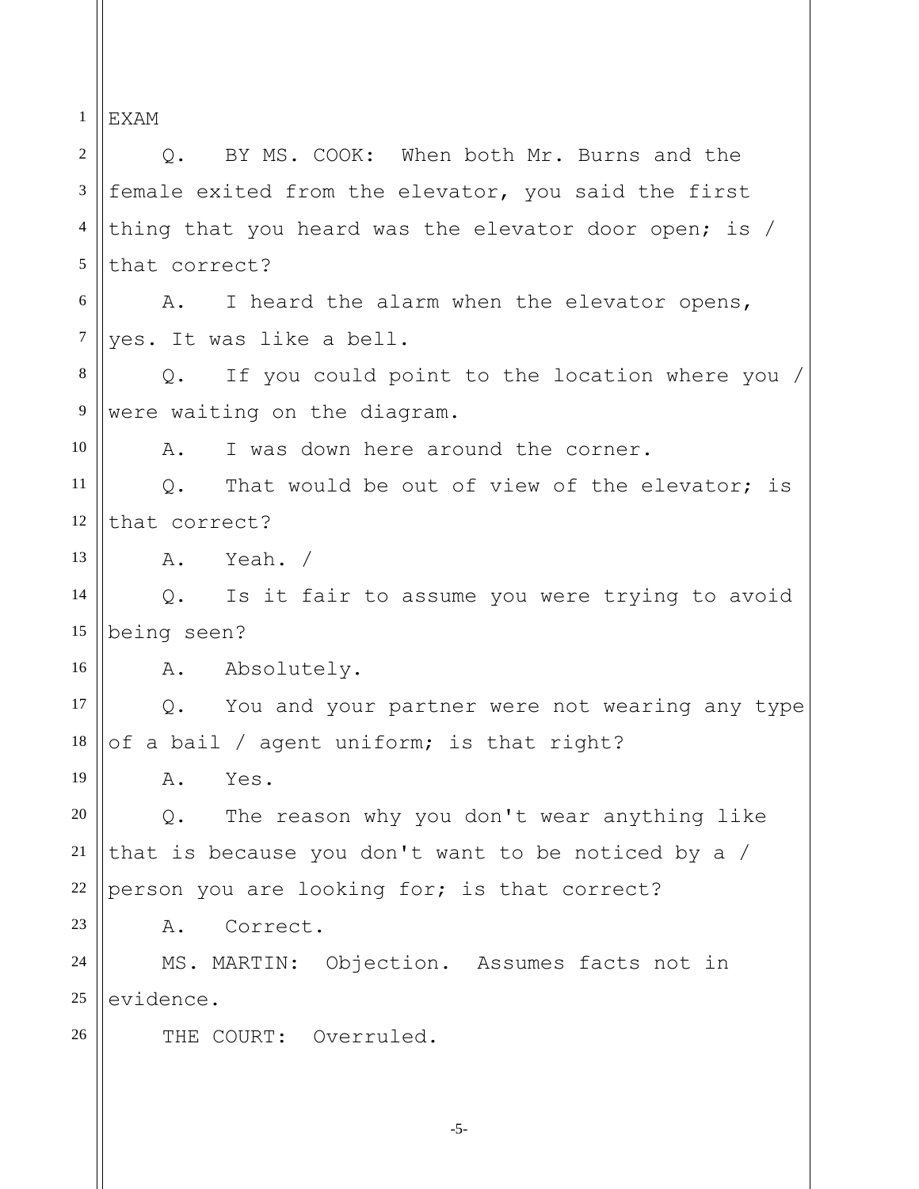EXAM

Q. BY MS. COOK: When both Mr. Burns and the female exited from the elevator, you said the first thing that you heard was the elevator door open; is / that correct?

A. I heard the alarm when the elevator opens, yes. It was like a bell.

Q. If you could point to the location where you / were waiting on the diagram.

A. I was down here around the corner.

Q. That would be out of view of the elevator; is that correct?

A. Yeah. /

Q. Is it fair to assume you were trying to avoid being seen?

A. Absolutely.

Q. You and your partner were not wearing any type of a bail / agent uniform; is that right?

A. Yes.

Q. The reason why you don't wear anything like that is because you don't want to be noticed by a / person you are looking for; is that correct?

A. Correct.

MS. MARTIN: Objection. Assumes facts not in evidence.

THE COURT: Overruled.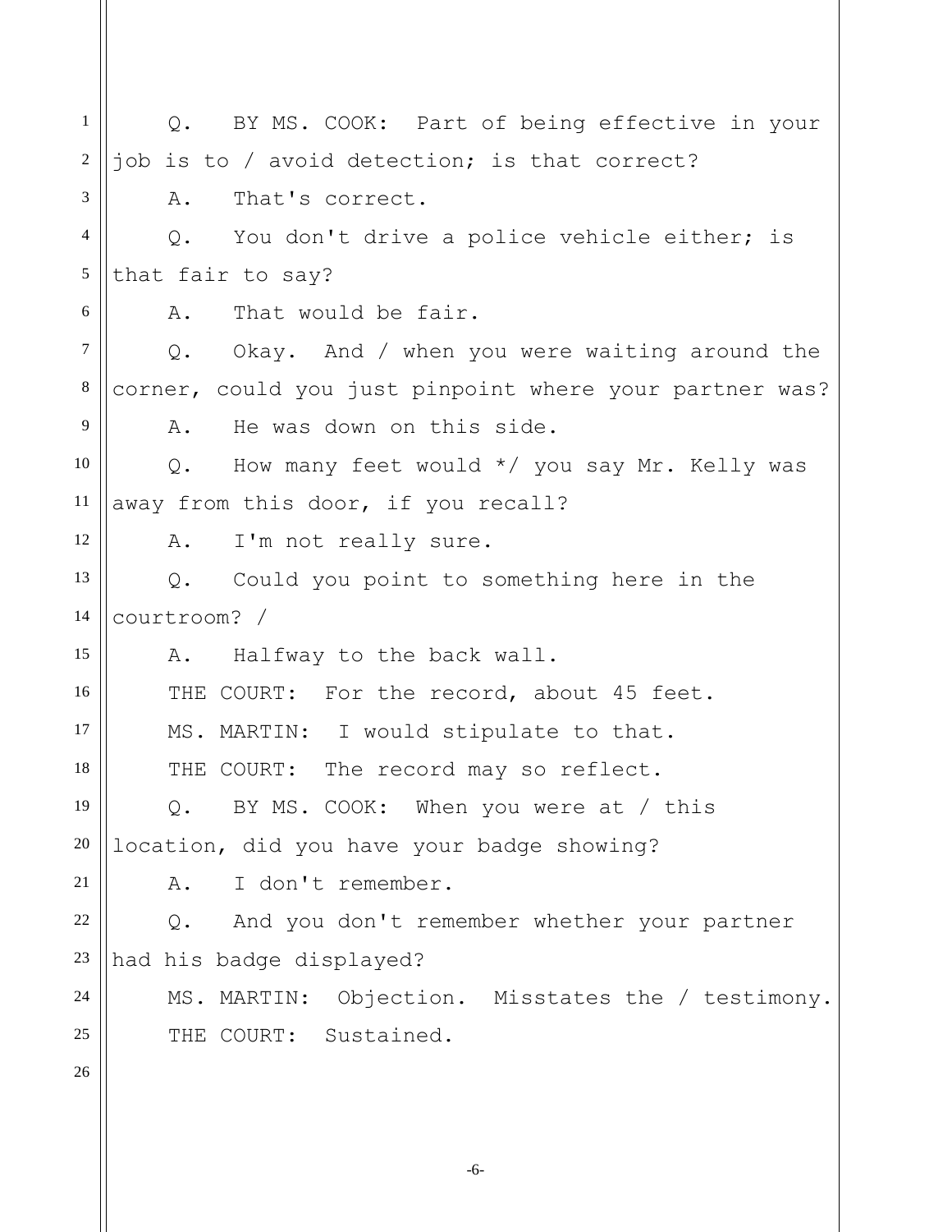Q. BY MS. COOK: Part of being effective in your job is to / avoid detection; is that correct?

A. That's correct.

Q. You don't drive a police vehicle either; is that fair to say?

A. That would be fair.

Q. Okay. And / when you were waiting around the corner, could you just pinpoint where your partner was?

A. He was down on this side.

Q. How many feet would */ you say Mr. Kelly was away from this door, if you recall?

A. I'm not really sure.

Q. Could you point to something here in the courtroom? /

A. Halfway to the back wall.

THE COURT: For the record, about 45 feet.

MS. MARTIN: I would stipulate to that.

THE COURT: The record may so reflect.

Q. BY MS. COOK: When you were at / this location, did you have your badge showing?

A. I don't remember.

Q. And you don't remember whether your partner had his badge displayed?

MS. MARTIN: Objection. Misstates the / testimony.

THE COURT: Sustained.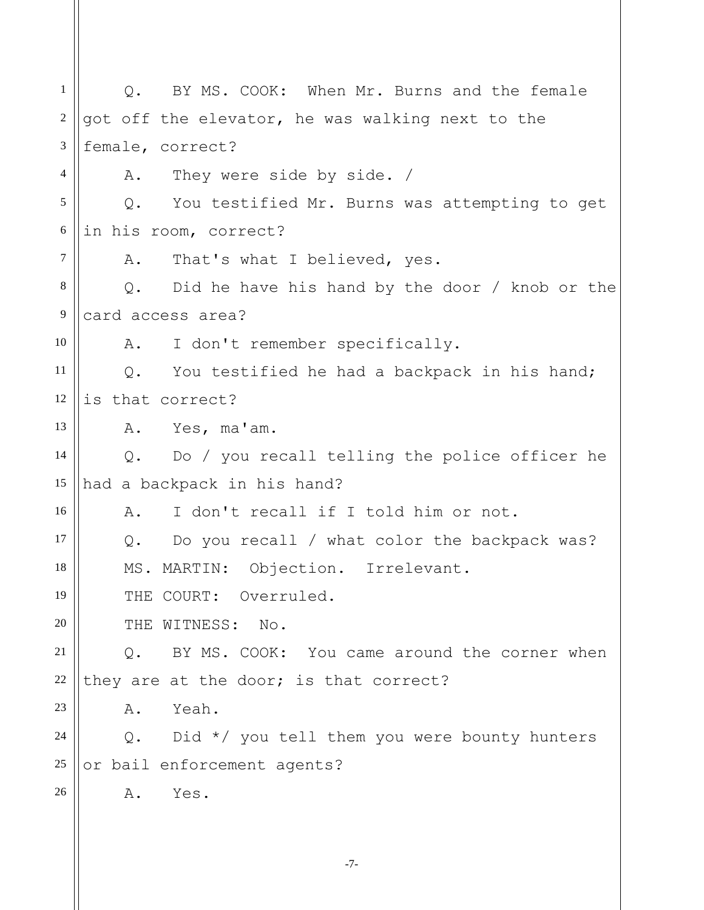Q. BY MS. COOK: When Mr. Burns and the female got off the elevator, he was walking next to the female, correct?

A. They were side by side. /

Q. You testified Mr. Burns was attempting to get in his room, correct?

A. That's what I believed, yes.

Q. Did he have his hand by the door / knob or the card access area?

A. I don't remember specifically.

Q. You testified he had a backpack in his hand; is that correct?

A. Yes, ma'am.

Q. Do / you recall telling the police officer he had a backpack in his hand?

A. I don't recall if I told him or not.

Q. Do you recall / what color the backpack was?

MS. MARTIN: Objection. Irrelevant.

THE COURT: Overruled.

THE WITNESS: No.

Q. BY MS. COOK: You came around the corner when they are at the door; is that correct?

A. Yeah.

Q. Did */ you tell them you were bounty hunters or bail enforcement agents?

A. Yes.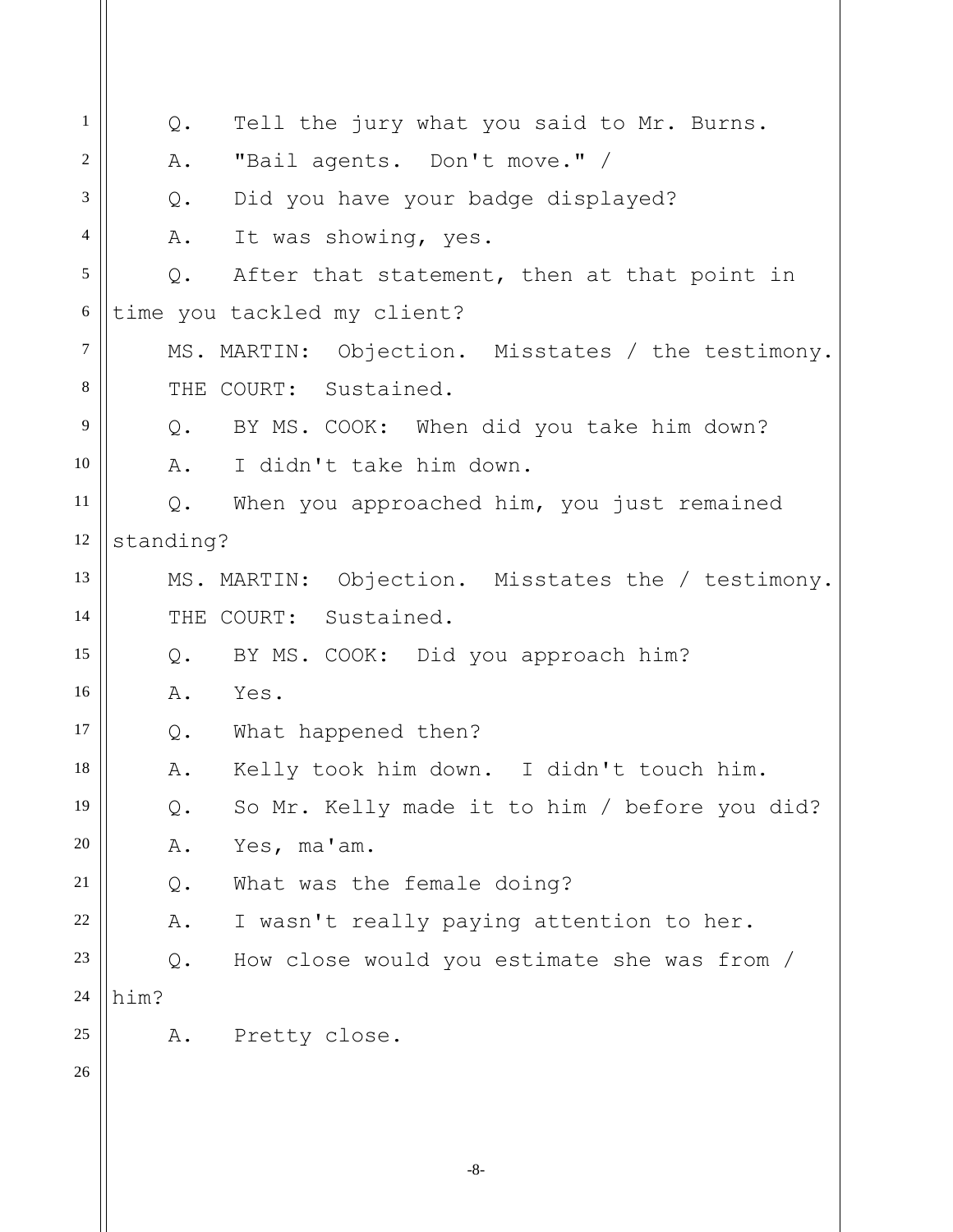Q. Tell the jury what you said to Mr. Burns.

A. "Bail agents. Don't move." /

Q. Did you have your badge displayed?

A. It was showing, yes.

Q. After that statement, then at that point in time you tackled my client?

MS. MARTIN: Objection. Misstates / the testimony.

THE COURT: Sustained.

Q. BY MS. COOK: When did you take him down?

A. I didn't take him down.

Q. When you approached him, you just remained standing?

MS. MARTIN: Objection. Misstates the / testimony.

THE COURT: Sustained.

Q. BY MS. COOK: Did you approach him?

A. Yes.

Q. What happened then?

A. Kelly took him down. I didn't touch him.

Q. So Mr. Kelly made it to him / before you did?

A. Yes, ma'am.

Q. What was the female doing?

A. I wasn't really paying attention to her.

Q. How close would you estimate she was from / him?

A. Pretty close.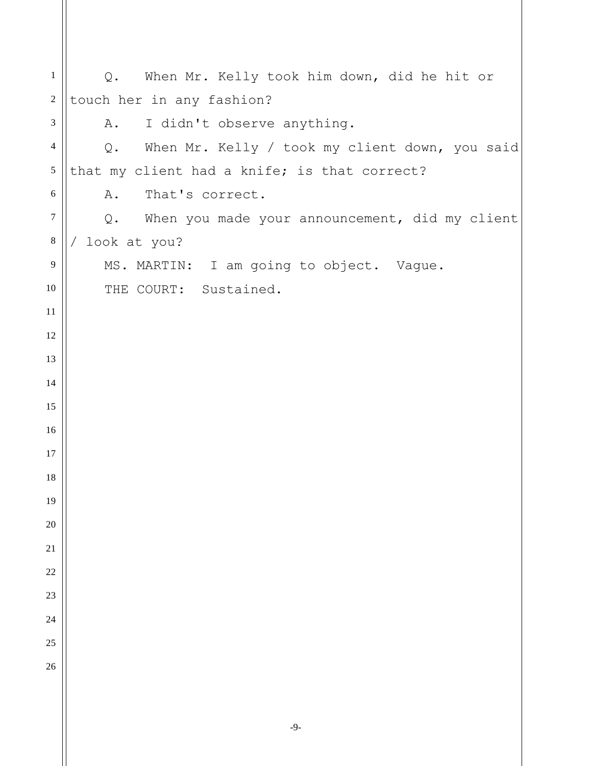Q. When Mr. Kelly took him down, did he hit or touch her in any fashion?

A. I didn't observe anything.

Q. When Mr. Kelly / took my client down, you said that my client had a knife; is that correct?

A. That's correct.

Q. When you made your announcement, did my client / look at you?

MS. MARTIN: I am going to object. Vague.

THE COURT: Sustained.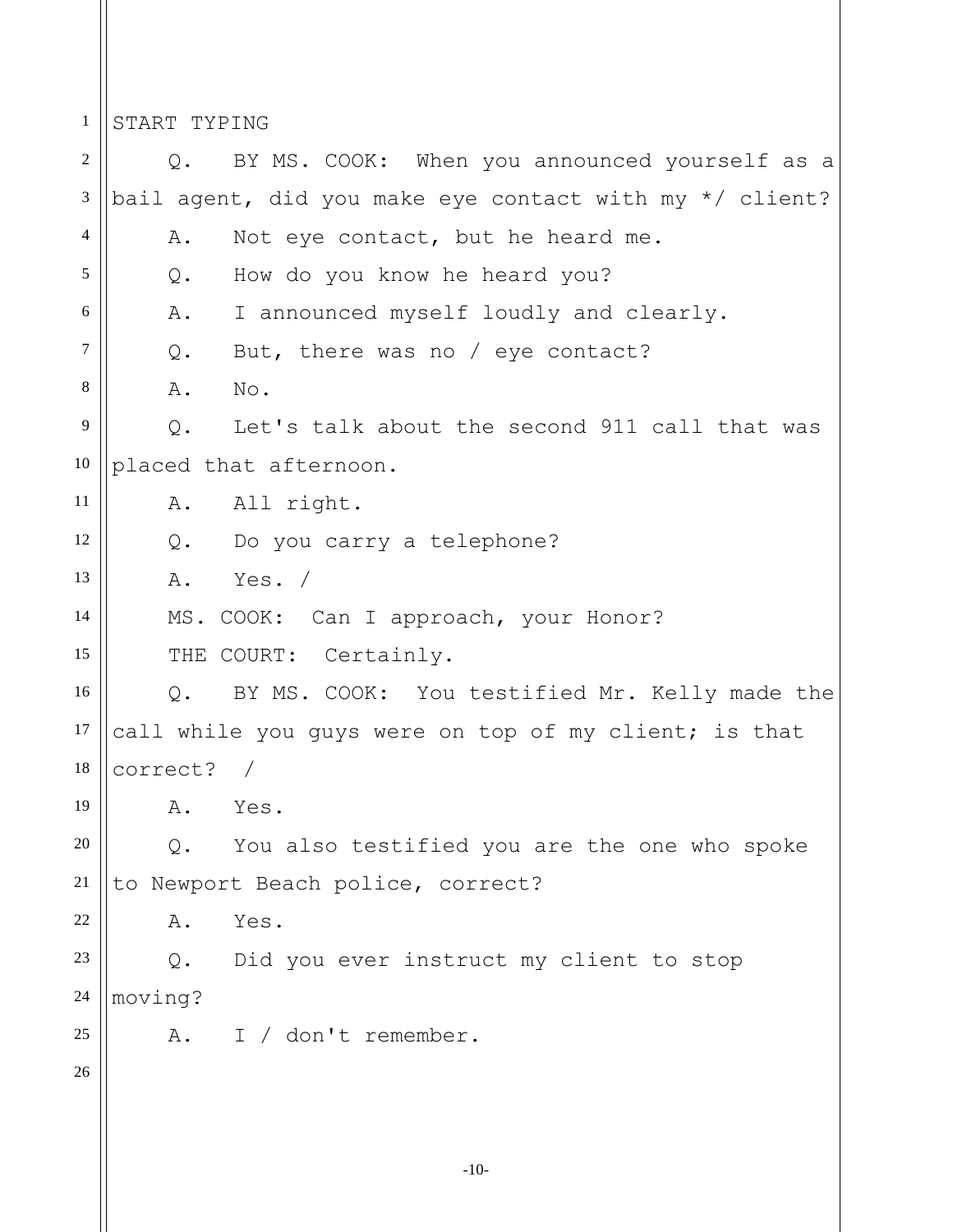START TYPING

Q. BY MS. COOK: When you announced yourself as a bail agent, did you make eye contact with my */ client?

A. Not eye contact, but he heard me.

Q. How do you know he heard you?

A. I announced myself loudly and clearly.

Q. But, there was no / eye contact?

A. No.

Q. Let's talk about the second 911 call that was placed that afternoon.

A. All right.

Q. Do you carry a telephone?

A. Yes. /

MS. COOK: Can I approach, your Honor?

THE COURT: Certainly.

Q. BY MS. COOK: You testified Mr. Kelly made the call while you guys were on top of my client; is that correct? /

A. Yes.

Q. You also testified you are the one who spoke to Newport Beach police, correct?

A. Yes.

Q. Did you ever instruct my client to stop moving?

A. I / don't remember.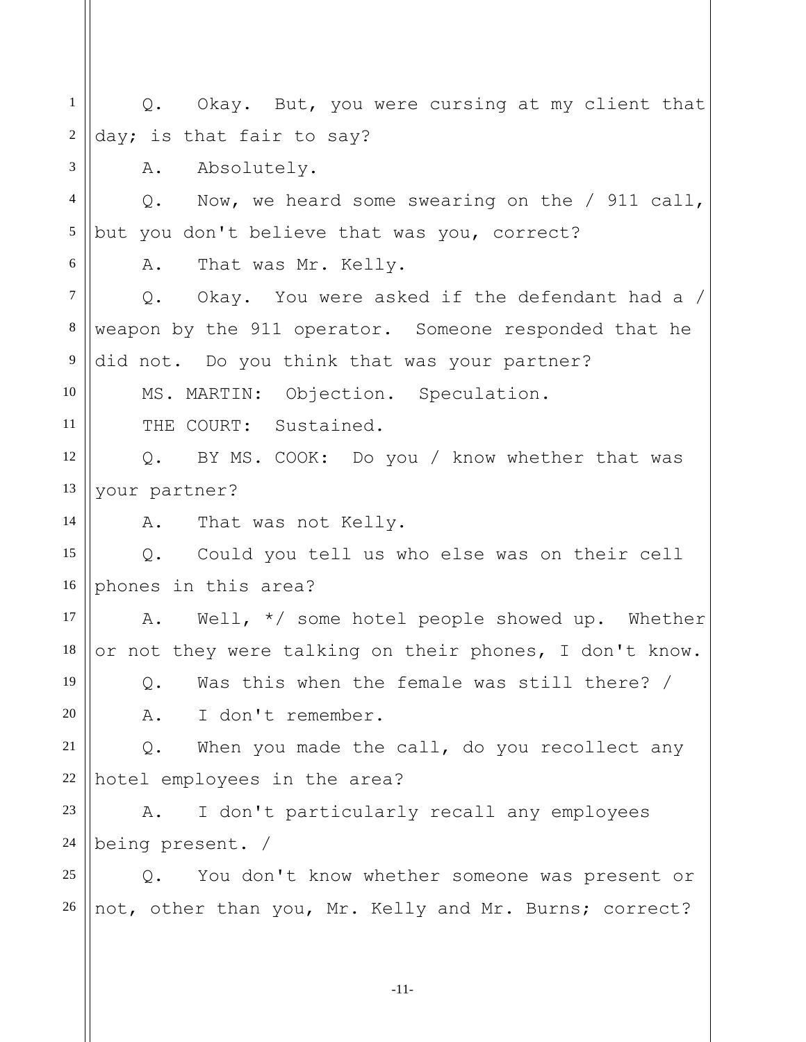Q. Okay. But, you were cursing at my client that day; is that fair to say?

A. Absolutely.

Q. Now, we heard some swearing on the / 911 call, but you don't believe that was you, correct?

A. That was Mr. Kelly.

Q. Okay. You were asked if the defendant had a / weapon by the 911 operator. Someone responded that he did not. Do you think that was your partner?

MS. MARTIN: Objection. Speculation.

THE COURT: Sustained.

Q. BY MS. COOK: Do you / know whether that was your partner?

A. That was not Kelly.

Q. Could you tell us who else was on their cell phones in this area?

A. Well, */ some hotel people showed up. Whether or not they were talking on their phones, I don't know.

Q. Was this when the female was still there? /

A. I don't remember.

Q. When you made the call, do you recollect any hotel employees in the area?

A. I don't particularly recall any employees being present. /

Q. You don't know whether someone was present or not, other than you, Mr. Kelly and Mr. Burns; correct?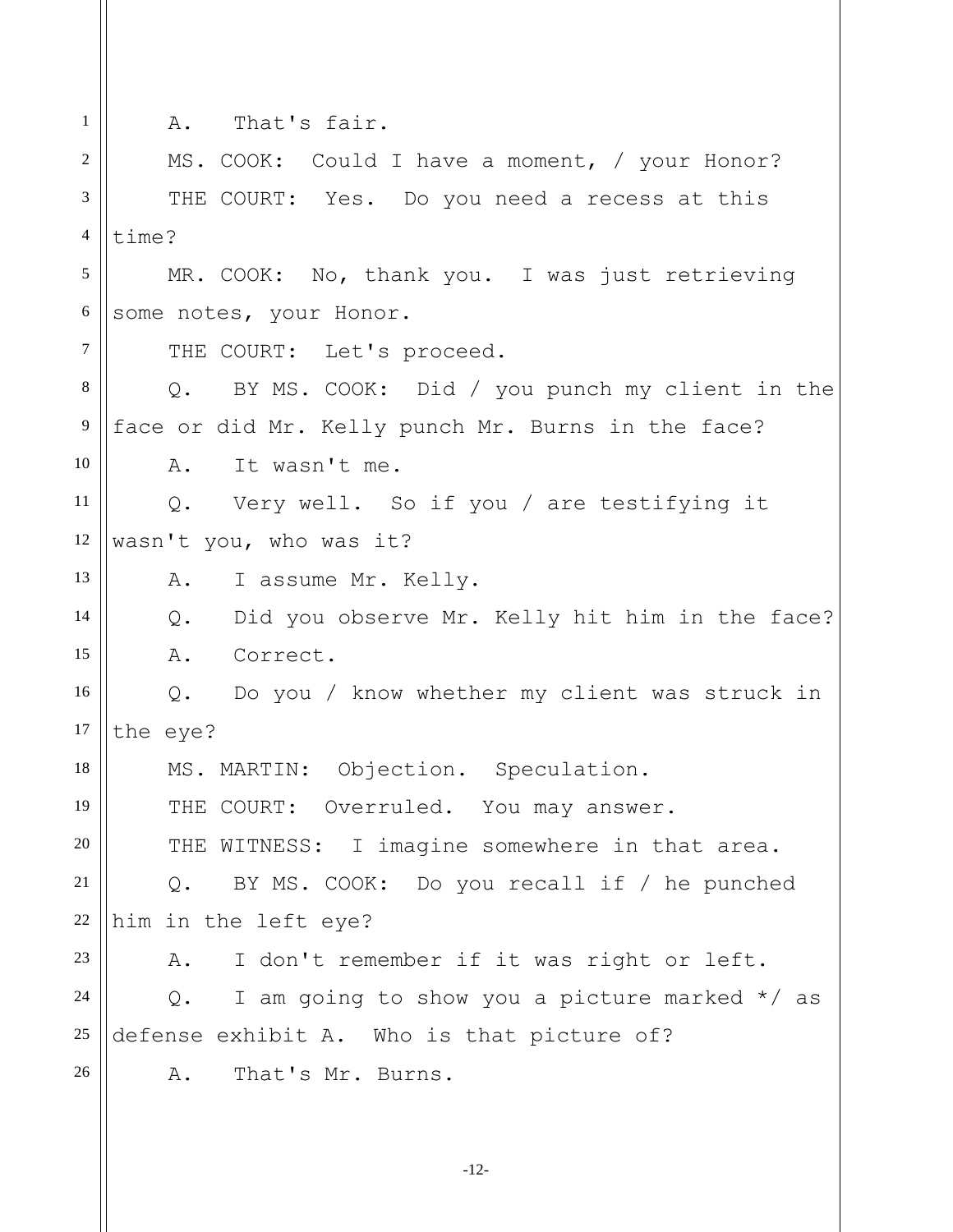A. That's fair.

MS. COOK: Could I have a moment, / your Honor?

THE COURT: Yes. Do you need a recess at this time?

MR. COOK: No, thank you. I was just retrieving some notes, your Honor.

THE COURT: Let's proceed.

Q. BY MS. COOK: Did / you punch my client in the face or did Mr. Kelly punch Mr. Burns in the face?

A. It wasn't me.

Q. Very well. So if you / are testifying it wasn't you, who was it?

A. I assume Mr. Kelly.

Q. Did you observe Mr. Kelly hit him in the face?

A. Correct.

Q. Do you / know whether my client was struck in the eye?

MS. MARTIN: Objection. Speculation.

THE COURT: Overruled. You may answer.

THE WITNESS: I imagine somewhere in that area.

Q. BY MS. COOK: Do you recall if / he punched him in the left eye?

A. I don't remember if it was right or left.

Q. I am going to show you a picture marked */ as defense exhibit A. Who is that picture of?

A. That's Mr. Burns.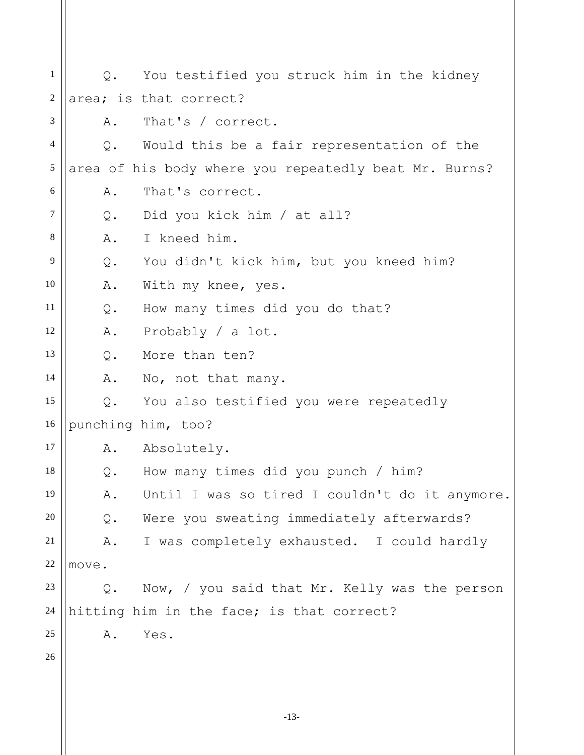Q. You testified you struck him in the kidney area; is that correct?

A. That's / correct.

Q. Would this be a fair representation of the area of his body where you repeatedly beat Mr. Burns?

A. That's correct.

Q. Did you kick him / at all?

A. I kneed him.

Q. You didn't kick him, but you kneed him?

A. With my knee, yes.

Q. How many times did you do that?

A. Probably / a lot.

Q. More than ten?

A. No, not that many.

Q. You also testified you were repeatedly punching him, too?

A. Absolutely.

Q. How many times did you punch / him?

A. Until I was so tired I couldn't do it anymore.

Q. Were you sweating immediately afterwards?

A. I was completely exhausted. I could hardly move.

Q. Now, / you said that Mr. Kelly was the person hitting him in the face; is that correct?

A. Yes.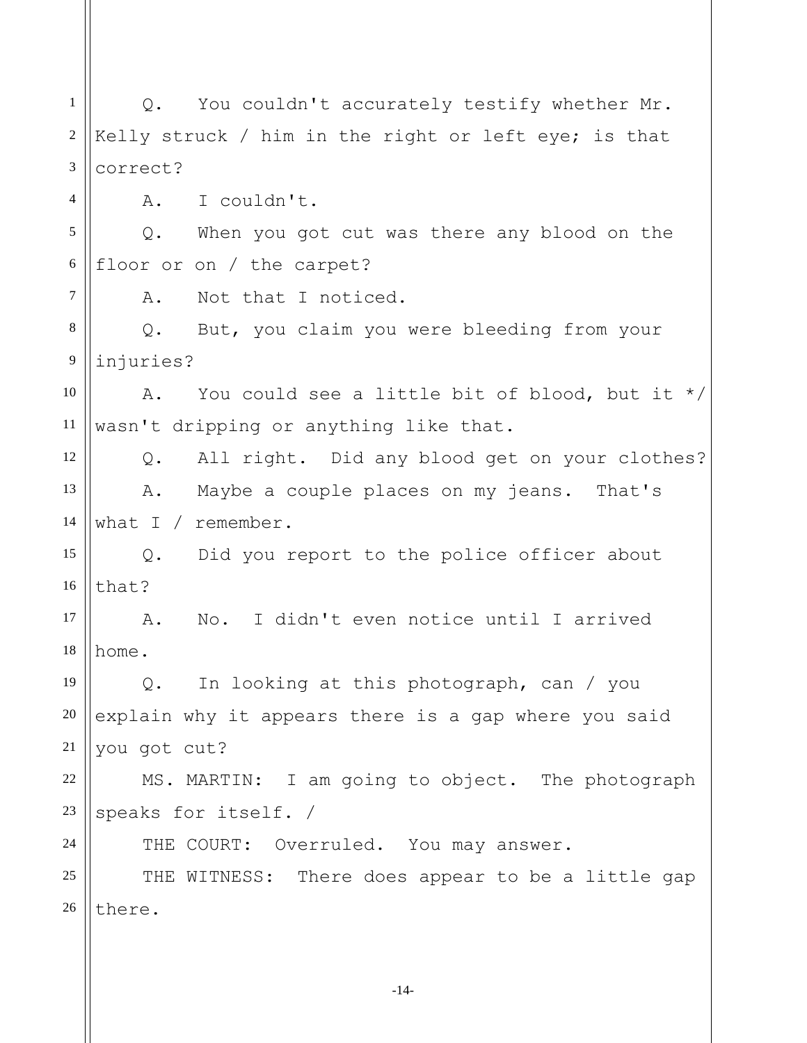Q. You couldn't accurately testify whether Mr. Kelly struck / him in the right or left eye; is that correct?

A. I couldn't.

Q. When you got cut was there any blood on the floor or on / the carpet?

A. Not that I noticed.

Q. But, you claim you were bleeding from your injuries?

A. You could see a little bit of blood, but it */ wasn't dripping or anything like that.

Q. All right. Did any blood get on your clothes?

A. Maybe a couple places on my jeans. That's what I / remember.

Q. Did you report to the police officer about that?

A. No. I didn't even notice until I arrived home.

Q. In looking at this photograph, can / you explain why it appears there is a gap where you said you got cut?

MS. MARTIN: I am going to object. The photograph speaks for itself. /

THE COURT: Overruled. You may answer.

THE WITNESS: There does appear to be a little gap there.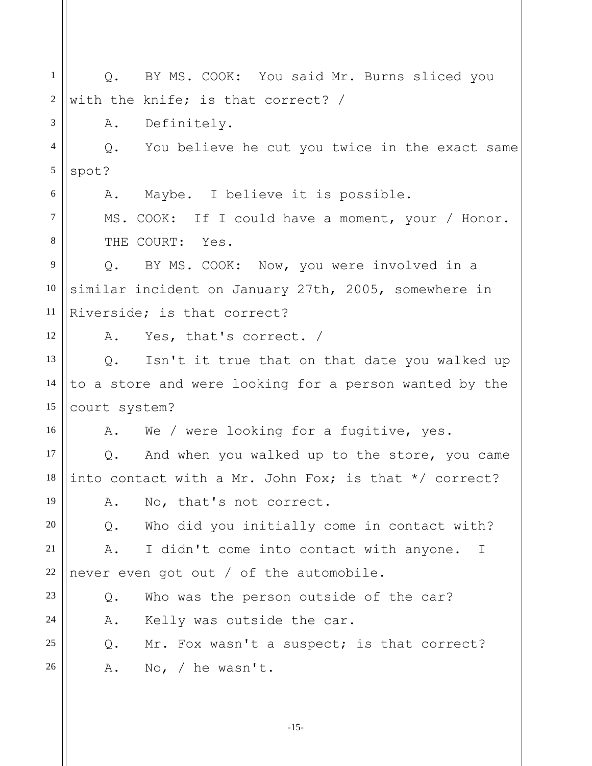Q. BY MS. COOK: You said Mr. Burns sliced you with the knife; is that correct? /

A. Definitely.

Q. You believe he cut you twice in the exact same spot?

A. Maybe. I believe it is possible.

MS. COOK: If I could have a moment, your / Honor.

THE COURT: Yes.

Q. BY MS. COOK: Now, you were involved in a similar incident on January 27th, 2005, somewhere in Riverside; is that correct?

A. Yes, that's correct. /

Q. Isn't it true that on that date you walked up to a store and were looking for a person wanted by the court system?

A. We / were looking for a fugitive, yes.

Q. And when you walked up to the store, you came into contact with a Mr. John Fox; is that */ correct?

A. No, that's not correct.

Q. Who did you initially come in contact with?

A. I didn't come into contact with anyone. I never even got out / of the automobile.

Q. Who was the person outside of the car?

A. Kelly was outside the car.

Q. Mr. Fox wasn't a suspect; is that correct?

A. No, / he wasn't.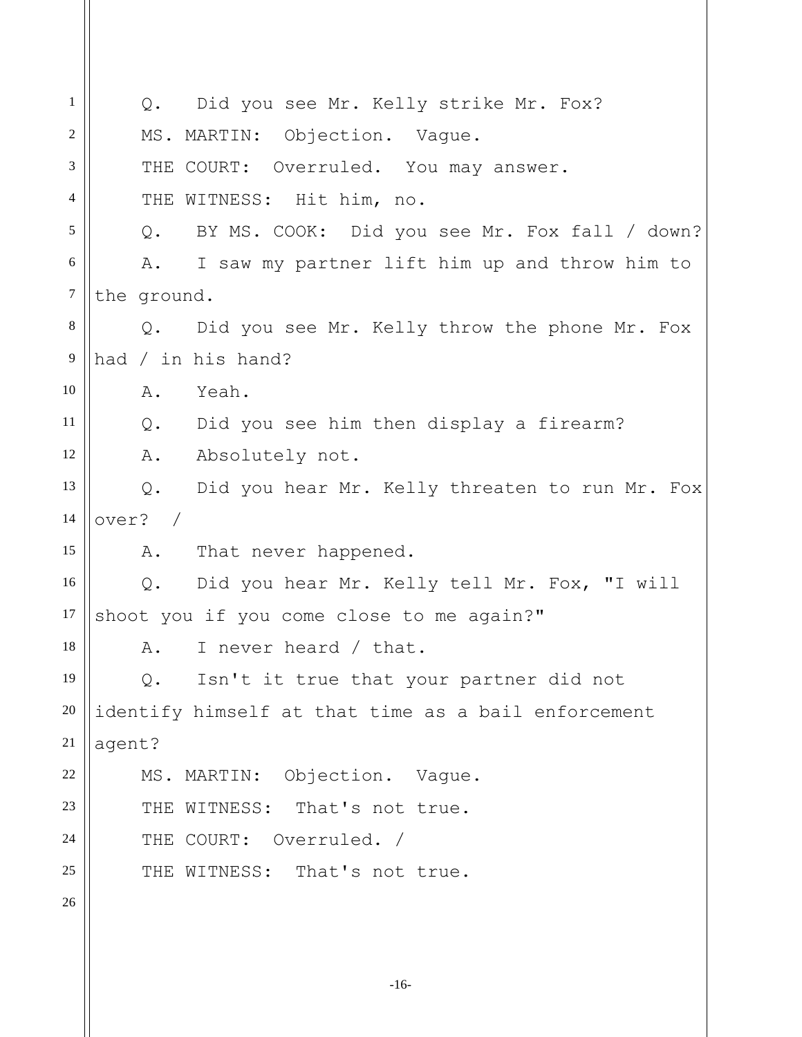Q. Did you see Mr. Kelly strike Mr. Fox?

MS. MARTIN: Objection. Vague.

THE COURT: Overruled. You may answer.

THE WITNESS: Hit him, no.

Q. BY MS. COOK: Did you see Mr. Fox fall / down?

A. I saw my partner lift him up and throw him to the ground.

Q. Did you see Mr. Kelly throw the phone Mr. Fox had / in his hand?

A. Yeah.

Q. Did you see him then display a firearm?

A. Absolutely not.

Q. Did you hear Mr. Kelly threaten to run Mr. Fox over? /

A. That never happened.

Q. Did you hear Mr. Kelly tell Mr. Fox, "I will shoot you if you come close to me again?"

A. I never heard / that.

Q. Isn't it true that your partner did not identify himself at that time as a bail enforcement agent?

MS. MARTIN: Objection. Vague.

THE WITNESS: That's not true.

THE COURT: Overruled. /

THE WITNESS: That's not true.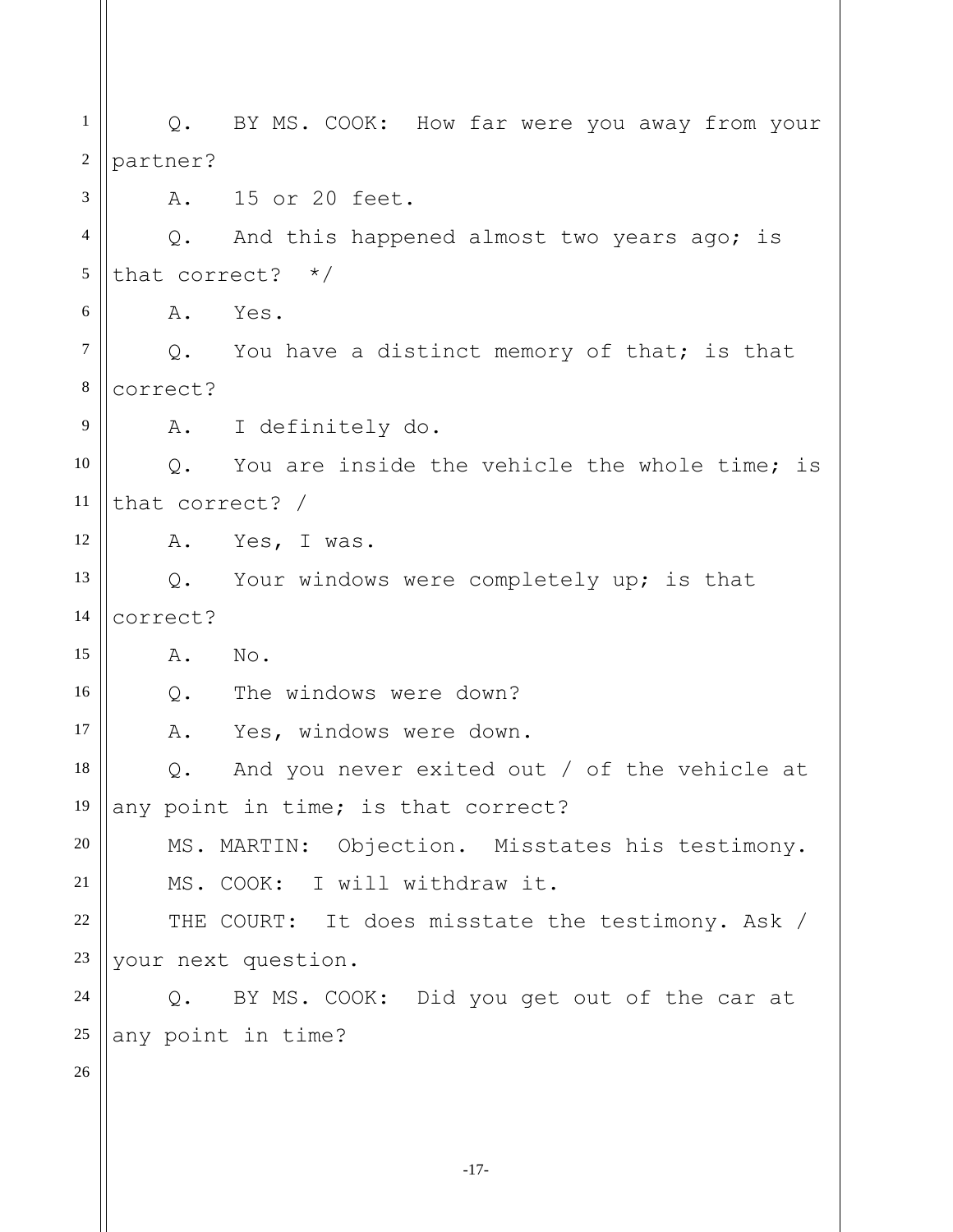Q. BY MS. COOK: How far were you away from your partner?

A. 15 or 20 feet.

Q. And this happened almost two years ago; is that correct? */

A. Yes.

Q. You have a distinct memory of that; is that correct?

A. I definitely do.

Q. You are inside the vehicle the whole time; is that correct? /

A. Yes, I was.

Q. Your windows were completely up; is that correct?

A. No.

Q. The windows were down?

A. Yes, windows were down.

Q. And you never exited out / of the vehicle at any point in time; is that correct?

MS. MARTIN: Objection. Misstates his testimony.

MS. COOK: I will withdraw it.

THE COURT: It does misstate the testimony. Ask / your next question.

Q. BY MS. COOK: Did you get out of the car at any point in time?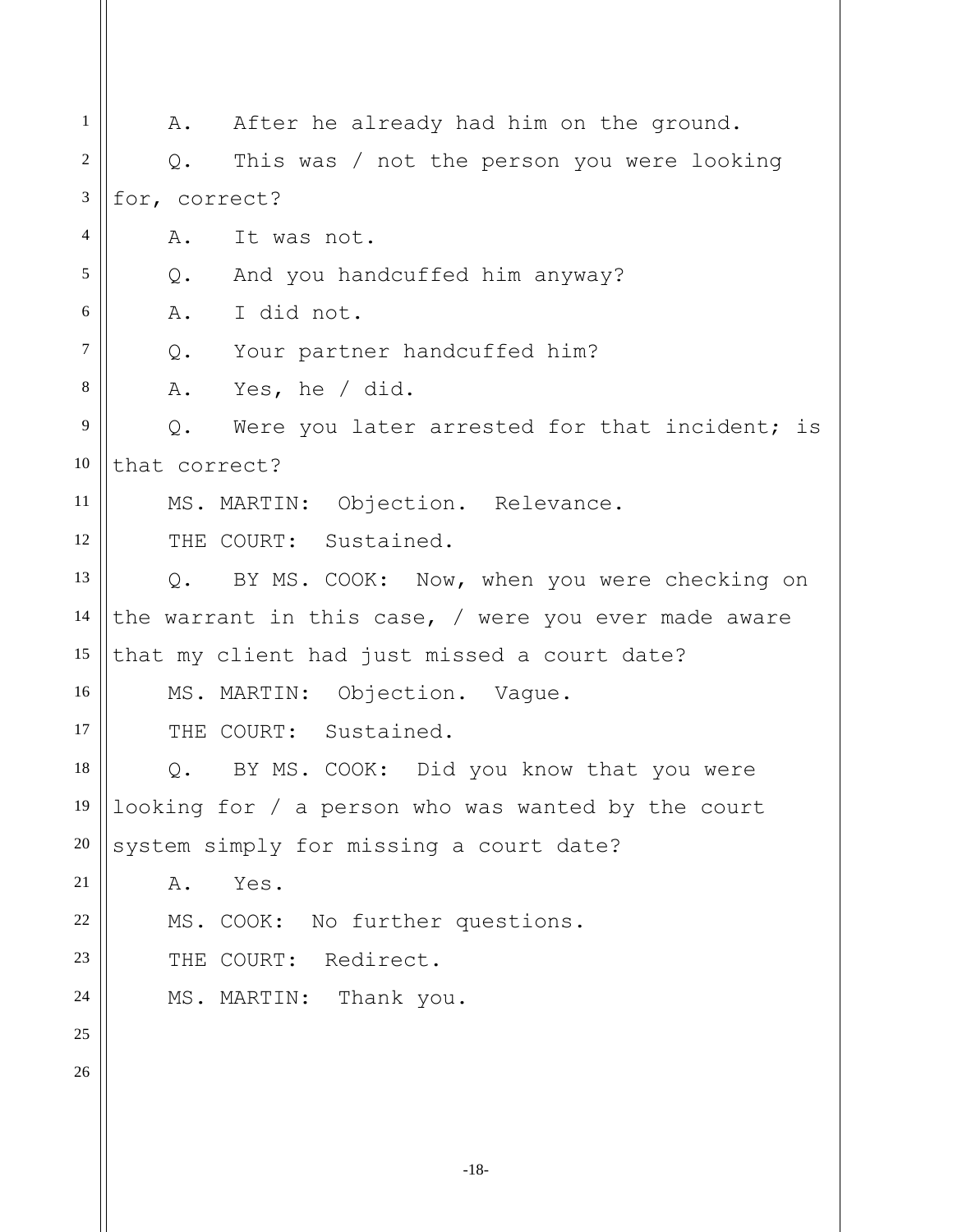A. After he already had him on the ground.

Q. This was / not the person you were looking for, correct?

A. It was not.

Q. And you handcuffed him anyway?

A. I did not.

Q. Your partner handcuffed him?

A. Yes, he / did.

Q. Were you later arrested for that incident; is that correct?

MS. MARTIN: Objection. Relevance.

THE COURT: Sustained.

Q. BY MS. COOK: Now, when you were checking on the warrant in this case, / were you ever made aware that my client had just missed a court date?

MS. MARTIN: Objection. Vague.

THE COURT: Sustained.

Q. BY MS. COOK: Did you know that you were looking for / a person who was wanted by the court system simply for missing a court date?

A. Yes.

MS. COOK: No further questions.

THE COURT: Redirect.

MS. MARTIN: Thank you.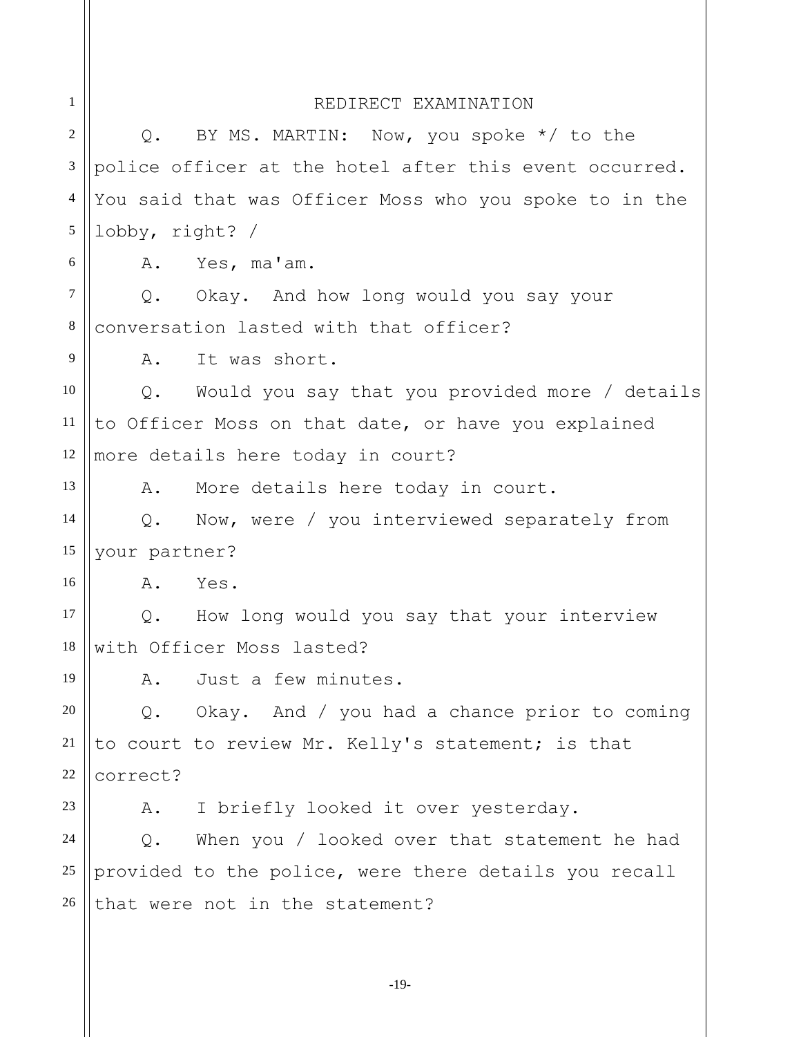REDIRECT EXAMINATION

Q. BY MS. MARTIN: Now, you spoke */ to the police officer at the hotel after this event occurred. You said that was Officer Moss who you spoke to in the lobby, right? /

A. Yes, ma'am.

Q. Okay. And how long would you say your conversation lasted with that officer?

A. It was short.

Q. Would you say that you provided more / details to Officer Moss on that date, or have you explained more details here today in court?

A. More details here today in court.

Q. Now, were / you interviewed separately from your partner?

A. Yes.

Q. How long would you say that your interview with Officer Moss lasted?

A. Just a few minutes.

Q. Okay. And / you had a chance prior to coming to court to review Mr. Kelly's statement; is that correct?

A. I briefly looked it over yesterday.

Q. When you / looked over that statement he had provided to the police, were there details you recall that were not in the statement?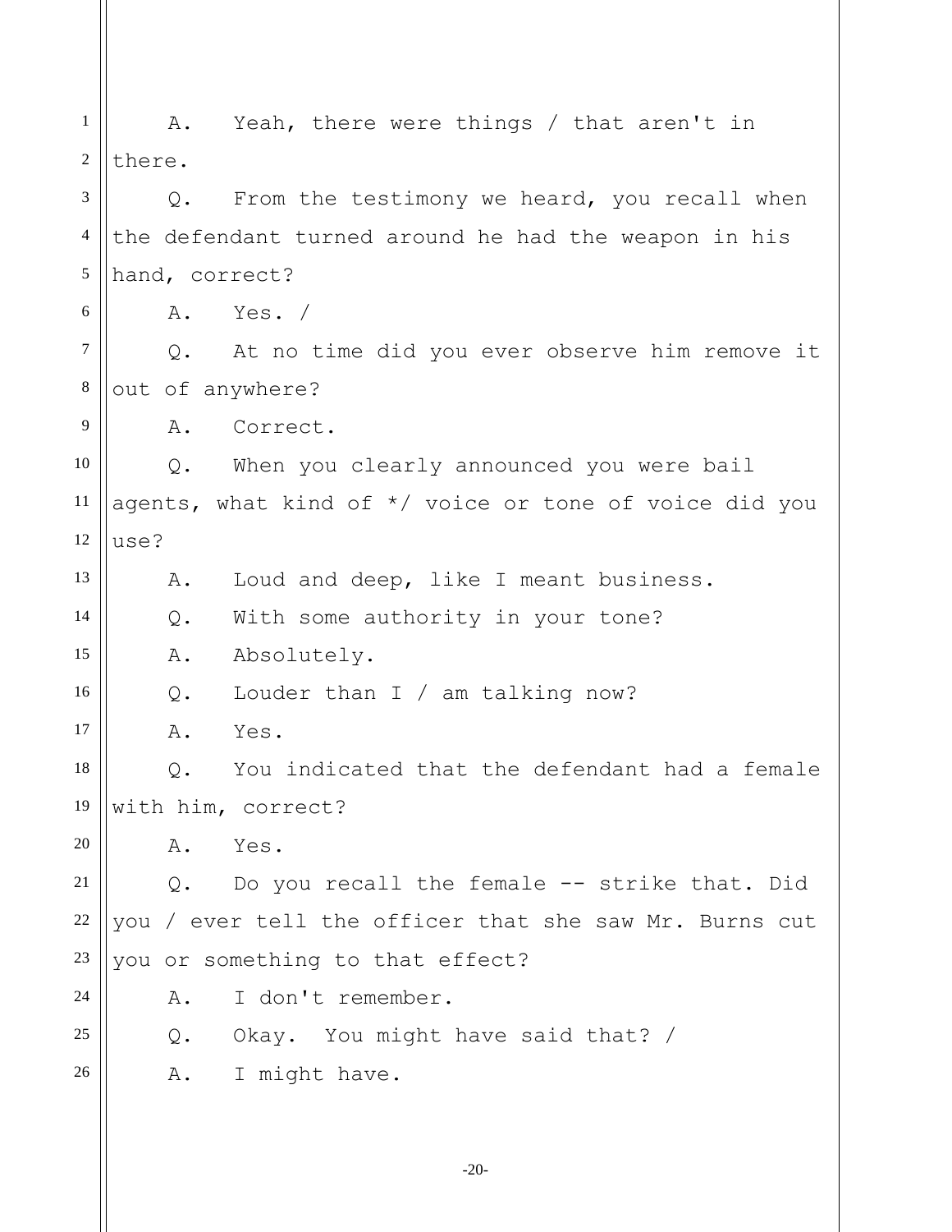A. Yeah, there were things / that aren't in there.

Q. From the testimony we heard, you recall when the defendant turned around he had the weapon in his hand, correct?

A. Yes. /

Q. At no time did you ever observe him remove it out of anywhere?

A. Correct.

Q. When you clearly announced you were bail agents, what kind of */ voice or tone of voice did you use?

A. Loud and deep, like I meant business.

Q. With some authority in your tone?

A. Absolutely.

Q. Louder than I / am talking now?

A. Yes.

Q. You indicated that the defendant had a female with him, correct?

A. Yes.

Q. Do you recall the female -- strike that. Did you / ever tell the officer that she saw Mr. Burns cut you or something to that effect?

A. I don't remember.

Q. Okay. You might have said that? /

A. I might have.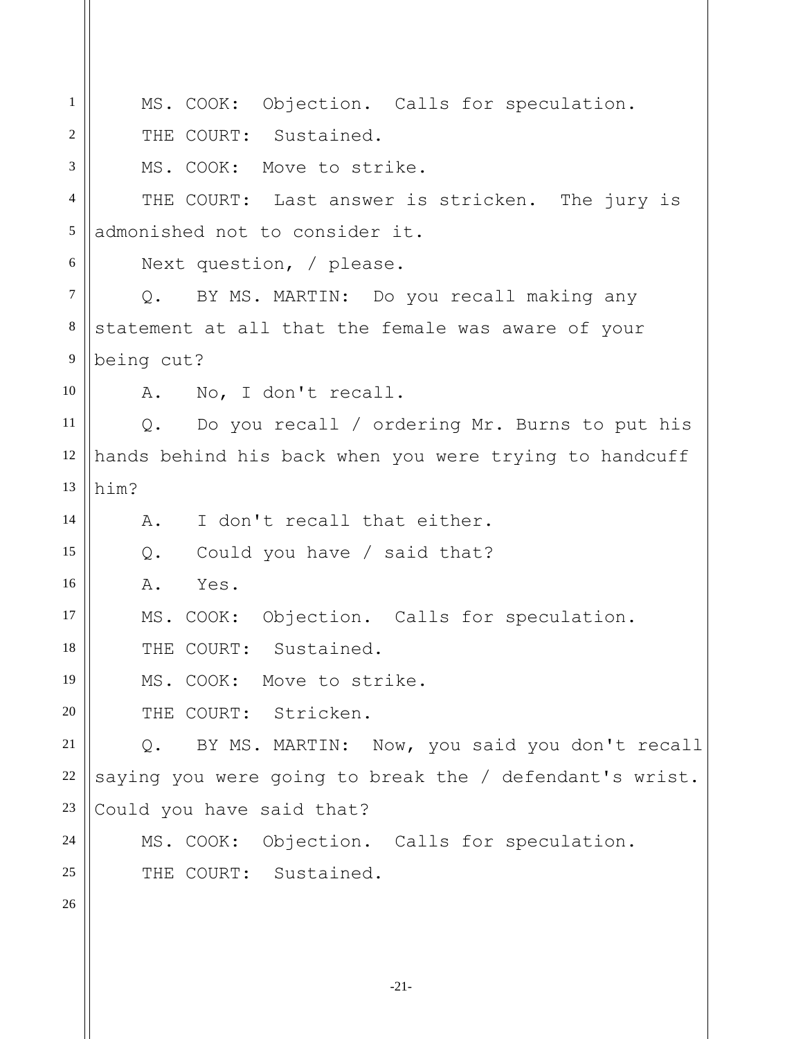MS. COOK: Objection. Calls for speculation.

THE COURT: Sustained.

MS. COOK: Move to strike.

THE COURT: Last answer is stricken. The jury is admonished not to consider it.

Next question, / please.

Q. BY MS. MARTIN: Do you recall making any statement at all that the female was aware of your being cut?

A. No, I don't recall.

Q. Do you recall / ordering Mr. Burns to put his hands behind his back when you were trying to handcuff him?

A. I don't recall that either.

Q. Could you have / said that?

A. Yes.

MS. COOK: Objection. Calls for speculation.

THE COURT: Sustained.

MS. COOK: Move to strike.

THE COURT: Stricken.

Q. BY MS. MARTIN: Now, you said you don't recall saying you were going to break the / defendant's wrist. Could you have said that?

MS. COOK: Objection. Calls for speculation.

THE COURT: Sustained.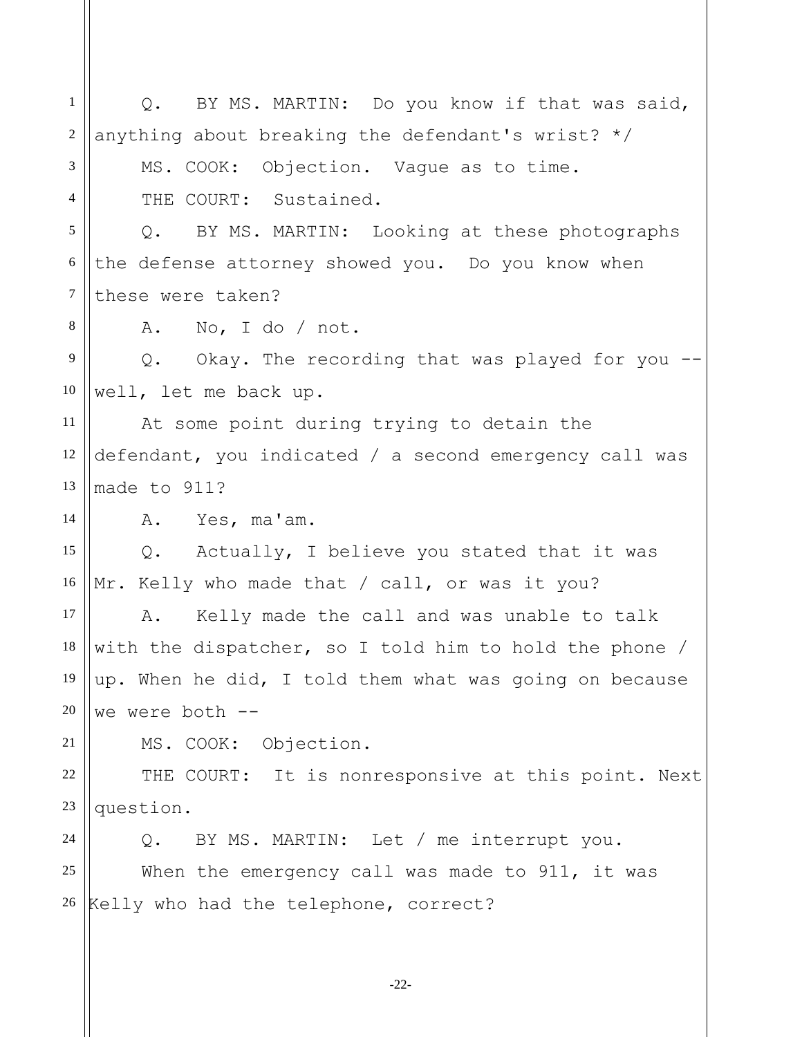Q. BY MS. MARTIN: Do you know if that was said, anything about breaking the defendant's wrist? */

MS. COOK: Objection. Vague as to time.

THE COURT: Sustained.

Q. BY MS. MARTIN: Looking at these photographs the defense attorney showed you. Do you know when these were taken?

A. No, I do / not.

Q. Okay. The recording that was played for you -- well, let me back up.

At some point during trying to detain the defendant, you indicated / a second emergency call was made to 911?

A. Yes, ma'am.

Q. Actually, I believe you stated that it was Mr. Kelly who made that / call, or was it you?

A. Kelly made the call and was unable to talk with the dispatcher, so I told him to hold the phone / up. When he did, I told them what was going on because we were both --

MS. COOK: Objection.

THE COURT: It is nonresponsive at this point. Next question.

Q. BY MS. MARTIN: Let / me interrupt you.

When the emergency call was made to 911, it was Kelly who had the telephone, correct?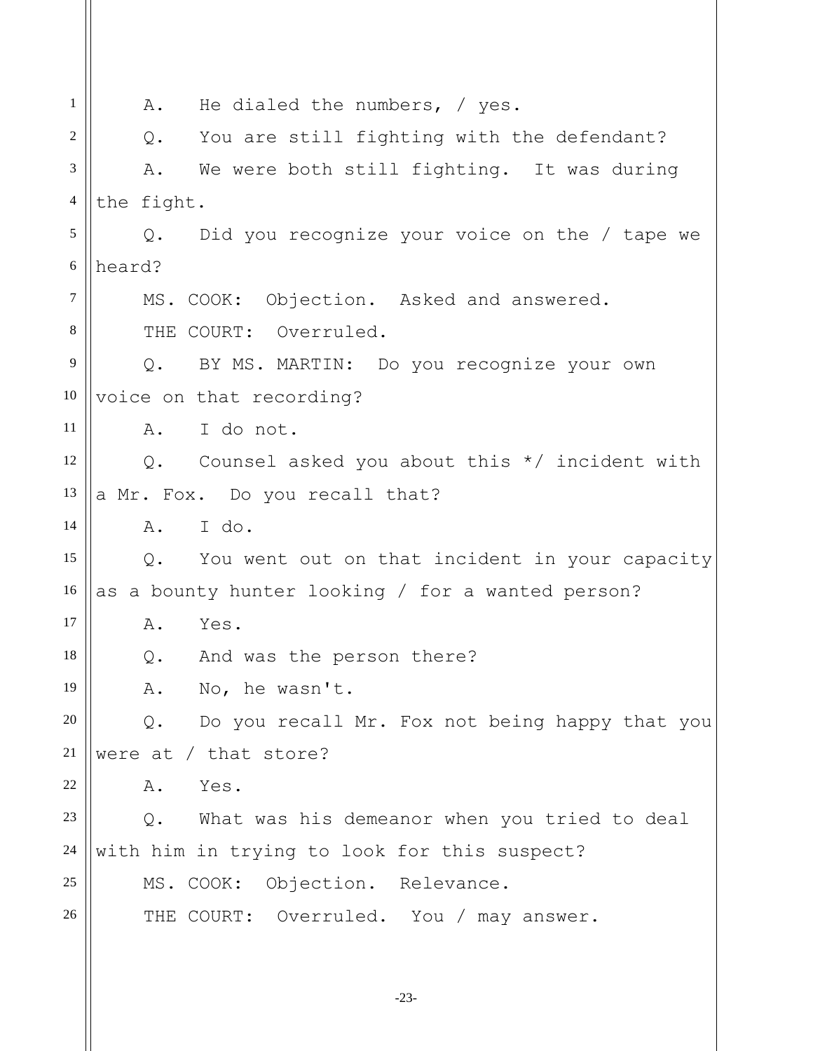A. He dialed the numbers, / yes.

Q. You are still fighting with the defendant?

A. We were both still fighting. It was during the fight.

Q. Did you recognize your voice on the / tape we heard?

MS. COOK: Objection. Asked and answered.

THE COURT: Overruled.

Q. BY MS. MARTIN: Do you recognize your own voice on that recording?

A. I do not.

Q. Counsel asked you about this */ incident with a Mr. Fox. Do you recall that?

A. I do.

Q. You went out on that incident in your capacity as a bounty hunter looking / for a wanted person?

A. Yes.

Q. And was the person there?

A. No, he wasn't.

Q. Do you recall Mr. Fox not being happy that you were at / that store?

A. Yes.

Q. What was his demeanor when you tried to deal with him in trying to look for this suspect?

MS. COOK: Objection. Relevance.

THE COURT: Overruled. You / may answer.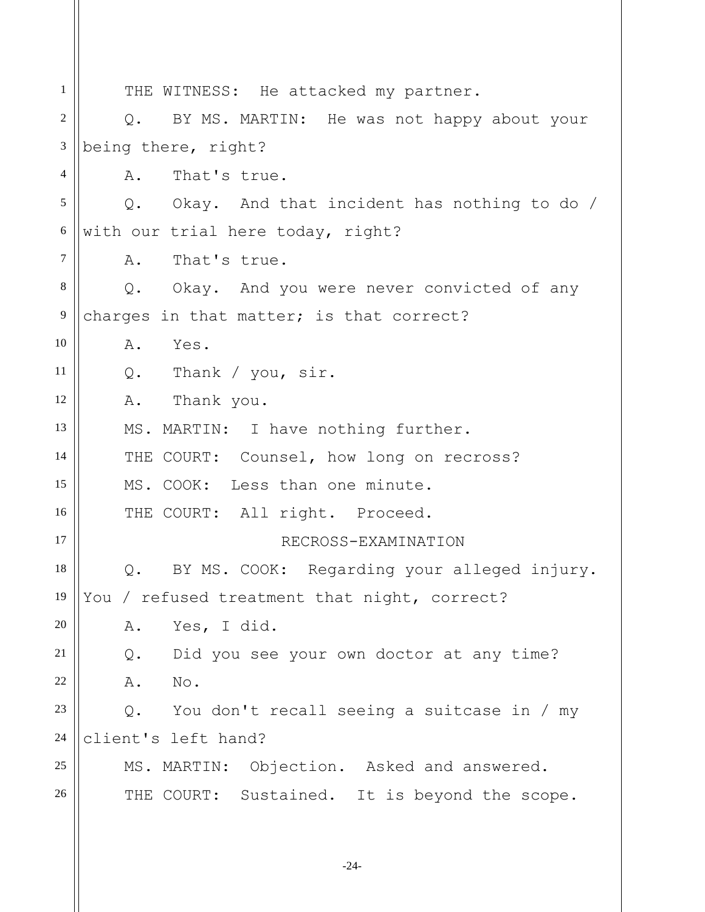THE WITNESS: He attacked my partner.

Q. BY MS. MARTIN: He was not happy about your being there, right?

A. That's true.

Q. Okay. And that incident has nothing to do / with our trial here today, right?

A. That's true.

Q. Okay. And you were never convicted of any charges in that matter; is that correct?

A. Yes.

Q. Thank / you, sir.

A. Thank you.

MS. MARTIN: I have nothing further.

THE COURT: Counsel, how long on recross?

MS. COOK: Less than one minute.

THE COURT: All right. Proceed.

RECROSS-EXAMINATION

Q. BY MS. COOK: Regarding your alleged injury. You / refused treatment that night, correct?

A. Yes, I did.

Q. Did you see your own doctor at any time?

A. No.

Q. You don't recall seeing a suitcase in / my client's left hand?

MS. MARTIN: Objection. Asked and answered.

THE COURT: Sustained. It is beyond the scope.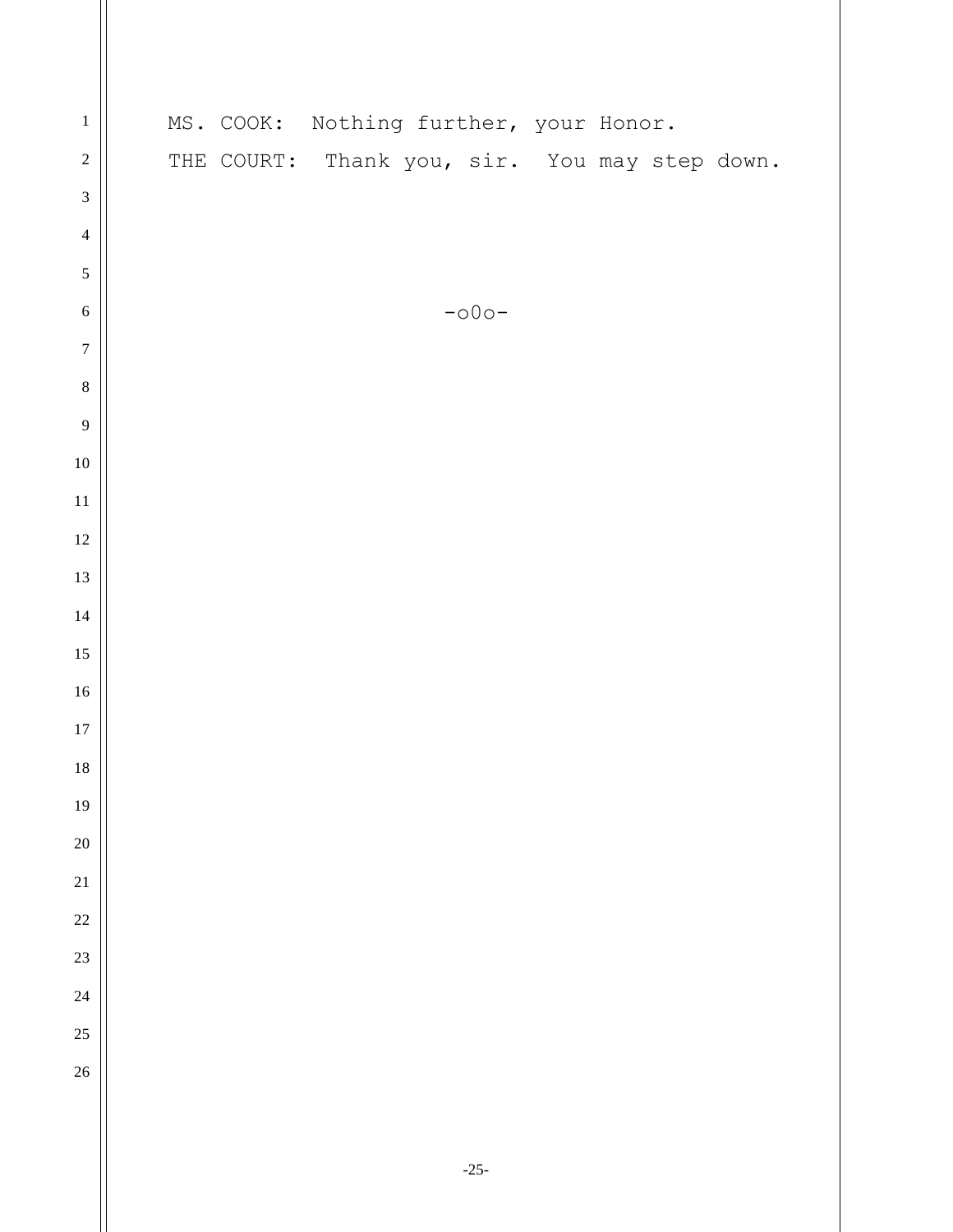MS. COOK: Nothing further, your Honor.

THE COURT: Thank you, sir. You may step down.

-o0o-